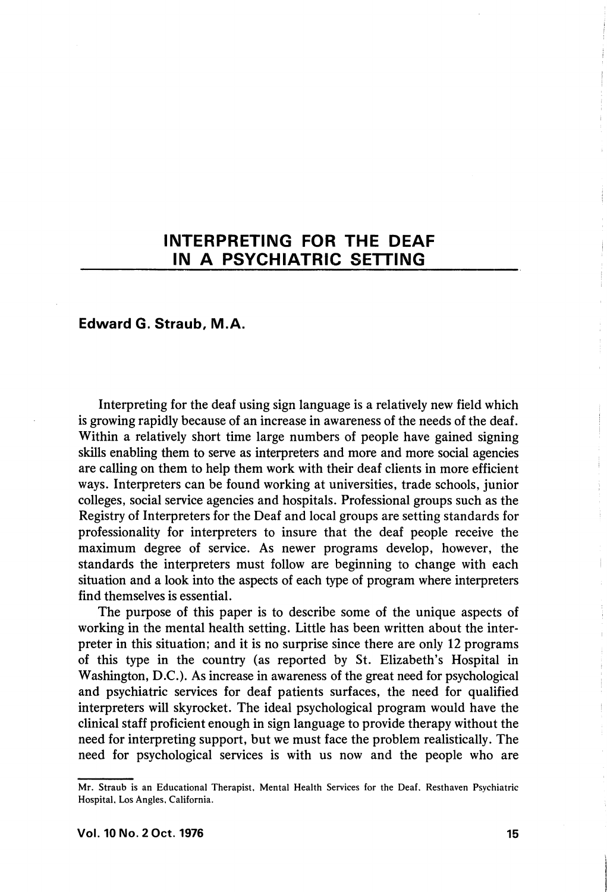# INTERPRETING FOR THE DEAF IN A PSYCHIATRIC SETTING

**Edward G. Straub, M.A.**

Interpreting for the deaf using sign language is a relatively new field which is growing rapidly because of an increase in awareness of the needs of the deaf. Within a relatively short time large numbers of people have gained signing skills enabling them to serve as interpreters and more and more social agencies are calling on them to help them work with their deaf clients in more efficient ways. Interpreters can be found working at universities, trade schools, junior colleges, social service agencies and hospitals. Professional groups such as the Registry of Interpreters for the Deaf and local groups are setting standards for professionality for interpreters to insure that the deaf people receive the maximum degree of service. As newer programs develop, however, the standards the interpreters must follow are beginning to change with each situation and a look into the aspects of each type of program where interpreters find themselves is essential.

The purpose of this paper is to describe some of the unique aspects of working in the mental health setting. Little has been written about the interpreter in this situation; and it is no surprise since there are only 12 programs of this type in the country (as reported by St. Elizabeth's Hospital in Washington, D.C.). As increase in awareness of the great need for psychological and psychiatric services for deaf patients surfaces, the need for qualified interpreters will skyrocket. The ideal psychological program would have the clinical staff proficient enough in sign language to provide therapy without the need for interpreting support, but we must face the problem realistically. The need for psychological services is with us now and the people who are

---

Mr. Straub is an Educational Therapist, Mental Health Services for the Deaf, Resthaven Psychiatric Hospital, Los Angles, California.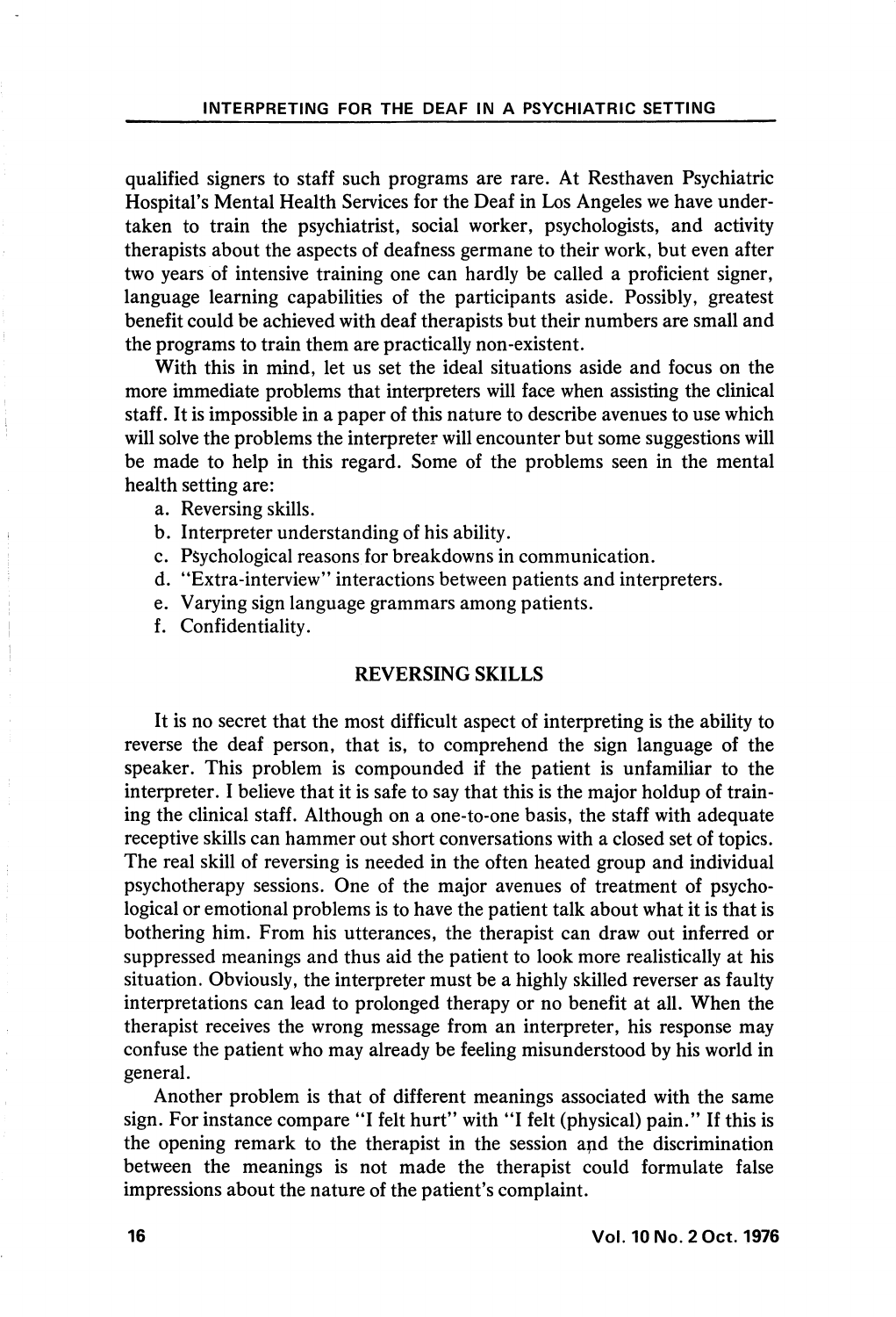qualified signers to staff such programs are rare. At Resthaven Psychiatric Hospital's Mental Health Services for the Deaf in Los Angeles we have undertaken to train the psychiatrist, social worker, psychologists, and activity therapists about the aspects of deafness germane to their work, but even after two years of intensive training one can hardly be called a proficient signer, language learning capabilities of the participants aside. Possibly, greatest benefit could be achieved with deaf therapists but their numbers are small and the programs to train them are practically non-existent.

With this in mind, let us set the ideal situations aside and focus on the more immediate problems that interpreters will face when assisting the clinical staff. It is impossible in a paper of this nature to describe avenues to use which will solve the problems the interpreter will encounter but some suggestions will be made to help in this regard. Some of the problems seen in the mental health setting are:

a. Reversing skills.
b. Interpreter understanding of his ability.
c. Psychological reasons for breakdowns in communication.
d. "Extra-interview" interactions between patients and interpreters.
e. Varying sign language grammars among patients.
f. Confidentiality.

## REVERSING SKILLS

It is no secret that the most difficult aspect of interpreting is the ability to reverse the deaf person, that is, to comprehend the sign language of the speaker. This problem is compounded if the patient is unfamiliar to the interpreter. I believe that it is safe to say that this is the major holdup of training the clinical staff. Although on a one-to-one basis, the staff with adequate receptive skills can hammer out short conversations with a closed set of topics. The real skill of reversing is needed in the often heated group and individual psychotherapy sessions. One of the major avenues of treatment of psychological or emotional problems is to have the patient talk about what it is that is bothering him. From his utterances, the therapist can draw out inferred or suppressed meanings and thus aid the patient to look more realistically at his situation. Obviously, the interpreter must be a highly skilled reverser as faulty interpretations can lead to prolonged therapy or no benefit at all. When the therapist receives the wrong message from an interpreter, his response may confuse the patient who may already be feeling misunderstood by his world in general.

Another problem is that of different meanings associated with the same sign. For instance compare "I felt hurt" with "I felt (physical) pain." If this is the opening remark to the therapist in the session and the discrimination between the meanings is not made the therapist could formulate false impressions about the nature of the patient's complaint.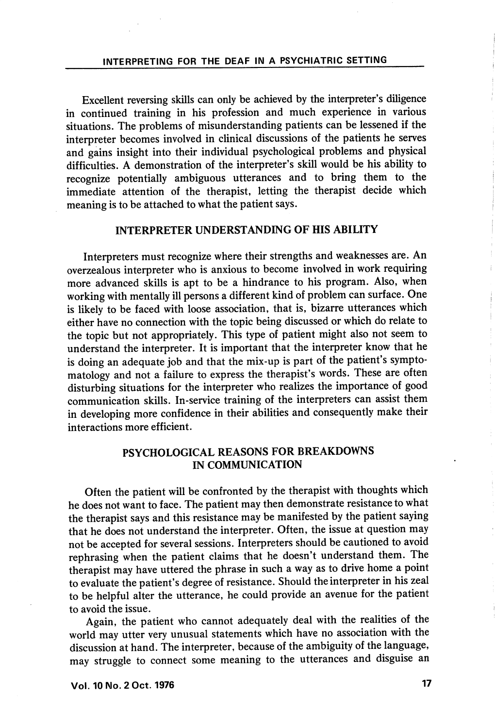Excellent reversing skills can only be achieved by the interpreter's diligence in continued training in his profession and much experience in various situations. The problems of misunderstanding patients can be lessened if the interpreter becomes involved in clinical discussions of the patients he serves and gains insight into their individual psychological problems and physical difficulties. A demonstration of the interpreter's skill would be his ability to recognize potentially ambiguous utterances and to bring them to the immediate attention of the therapist, letting the therapist decide which meaning is to be attached to what the patient says.

## INTERPRETER UNDERSTANDING OF HIS ABILITY

Interpreters must recognize where their strengths and weaknesses are. An overzealous interpreter who is anxious to become involved in work requiring more advanced skills is apt to be a hindrance to his program. Also, when working with mentally ill persons a different kind of problem can surface. One is likely to be faced with loose association, that is, bizarre utterances which either have no connection with the topic being discussed or which do relate to the topic but not appropriately. This type of patient might also not seem to understand the interpreter. It is important that the interpreter know that he is doing an adequate job and that the mix-up is part of the patient's symptomatology and not a failure to express the therapist's words. These are often disturbing situations for the interpreter who realizes the importance of good communication skills. In-service training of the interpreters can assist them in developing more confidence in their abilities and consequently make their interactions more efficient.

## PSYCHOLOGICAL REASONS FOR BREAKDOWNS IN COMMUNICATION

Often the patient will be confronted by the therapist with thoughts which he does not want to face. The patient may then demonstrate resistance to what the therapist says and this resistance may be manifested by the patient saying that he does not understand the interpreter. Often, the issue at question may not be accepted for several sessions. Interpreters should be cautioned to avoid rephrasing when the patient claims that he doesn't understand them. The therapist may have uttered the phrase in such a way as to drive home a point to evaluate the patient's degree of resistance. Should the interpreter in his zeal to be helpful alter the utterance, he could provide an avenue for the patient to avoid the issue.

Again, the patient who cannot adequately deal with the realities of the world may utter very unusual statements which have no association with the discussion at hand. The interpreter, because of the ambiguity of the language, may struggle to connect some meaning to the utterances and disguise an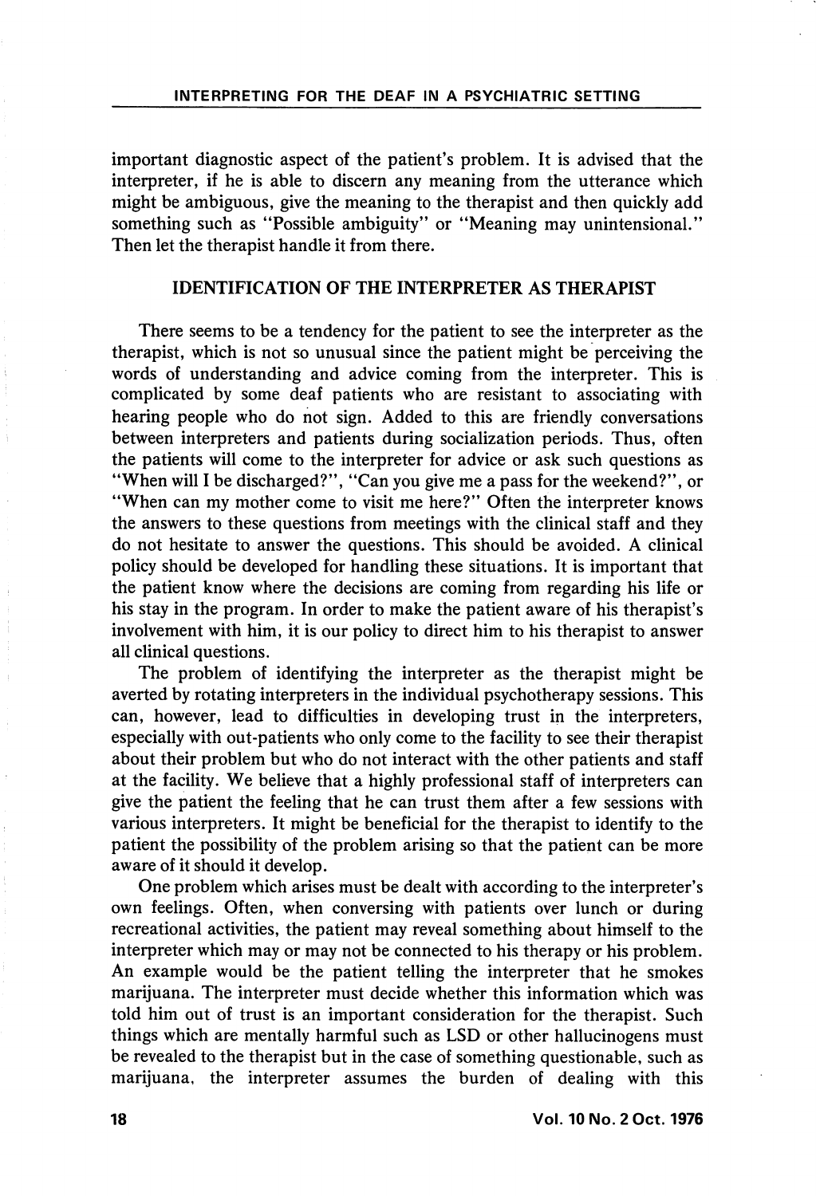important diagnostic aspect of the patient's problem. It is advised that the interpreter, if he is able to discern any meaning from the utterance which might be ambiguous, give the meaning to the therapist and then quickly add something such as "Possible ambiguity" or "Meaning may unintensional." Then let the therapist handle it from there.

## IDENTIFICATION OF THE INTERPRETER AS THERAPIST

There seems to be a tendency for the patient to see the interpreter as the therapist, which is not so unusual since the patient might be perceiving the words of understanding and advice coming from the interpreter. This is complicated by some deaf patients who are resistant to associating with hearing people who do not sign. Added to this are friendly conversations between interpreters and patients during socialization periods. Thus, often the patients will come to the interpreter for advice or ask such questions as "When will I be discharged?", "Can you give me a pass for the weekend?", or "When can my mother come to visit me here?" Often the interpreter knows the answers to these questions from meetings with the clinical staff and they do not hesitate to answer the questions. This should be avoided. A clinical policy should be developed for handling these situations. It is important that the patient know where the decisions are coming from regarding his life or his stay in the program. In order to make the patient aware of his therapist's involvement with him, it is our policy to direct him to his therapist to answer all clinical questions.

The problem of identifying the interpreter as the therapist might be averted by rotating interpreters in the individual psychotherapy sessions. This can, however, lead to difficulties in developing trust in the interpreters, especially with out-patients who only come to the facility to see their therapist about their problem but who do not interact with the other patients and staff at the facility. We believe that a highly professional staff of interpreters can give the patient the feeling that he can trust them after a few sessions with various interpreters. It might be beneficial for the therapist to identify to the patient the possibility of the problem arising so that the patient can be more aware of it should it develop.

One problem which arises must be dealt with according to the interpreter's own feelings. Often, when conversing with patients over lunch or during recreational activities, the patient may reveal something about himself to the interpreter which may or may not be connected to his therapy or his problem. An example would be the patient telling the interpreter that he smokes marijuana. The interpreter must decide whether this information which was told him out of trust is an important consideration for the therapist. Such things which are mentally harmful such as LSD or other hallucinogens must be revealed to the therapist but in the case of something questionable, such as marijuana, the interpreter assumes the burden of dealing with this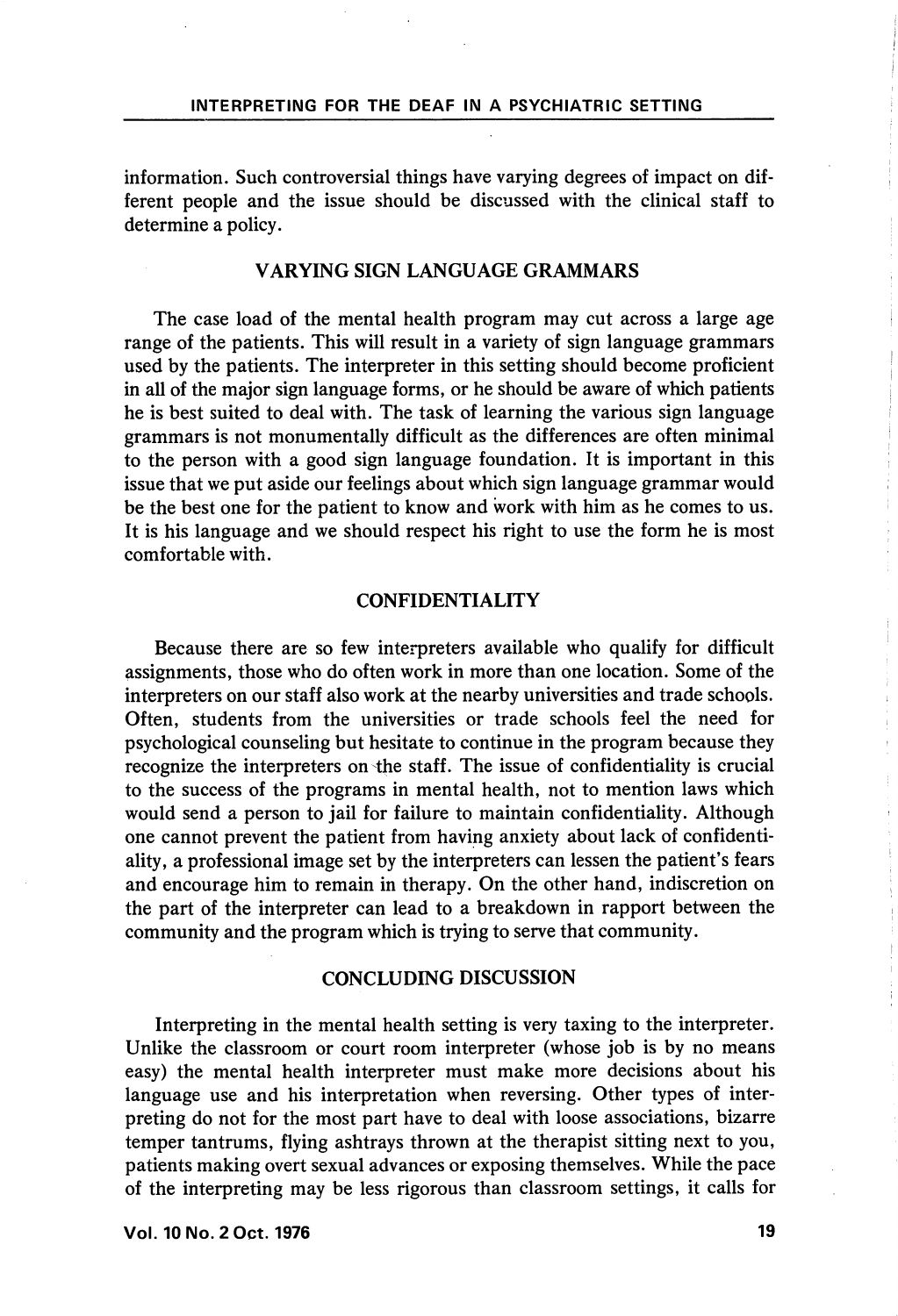information. Such controversial things have varying degrees of impact on different people and the issue should be discussed with the clinical staff to determine a policy.

## VARYING SIGN LANGUAGE GRAMMARS

The case load of the mental health program may cut across a large age range of the patients. This will result in a variety of sign language grammars used by the patients. The interpreter in this setting should become proficient in all of the major sign language forms, or he should be aware of which patients he is best suited to deal with. The task of learning the various sign language grammars is not monumentally difficult as the differences are often minimal to the person with a good sign language foundation. It is important in this issue that we put aside our feelings about which sign language grammar would be the best one for the patient to know and work with him as he comes to us. It is his language and we should respect his right to use the form he is most comfortable with.

## CONFIDENTIALITY

Because there are so few interpreters available who qualify for difficult assignments, those who do often work in more than one location. Some of the interpreters on our staff also work at the nearby universities and trade schools. Often, students from the universities or trade schools feel the need for psychological counseling but hesitate to continue in the program because they recognize the interpreters on the staff. The issue of confidentiality is crucial to the success of the programs in mental health, not to mention laws which would send a person to jail for failure to maintain confidentiality. Although one cannot prevent the patient from having anxiety about lack of confidentiality, a professional image set by the interpreters can lessen the patient's fears and encourage him to remain in therapy. On the other hand, indiscretion on the part of the interpreter can lead to a breakdown in rapport between the community and the program which is trying to serve that community.

## CONCLUDING DISCUSSION

Interpreting in the mental health setting is very taxing to the interpreter. Unlike the classroom or court room interpreter (whose job is by no means easy) the mental health interpreter must make more decisions about his language use and his interpretation when reversing. Other types of interpreting do not for the most part have to deal with loose associations, bizarre temper tantrums, flying ashtrays thrown at the therapist sitting next to you, patients making overt sexual advances or exposing themselves. While the pace of the interpreting may be less rigorous than classroom settings, it calls for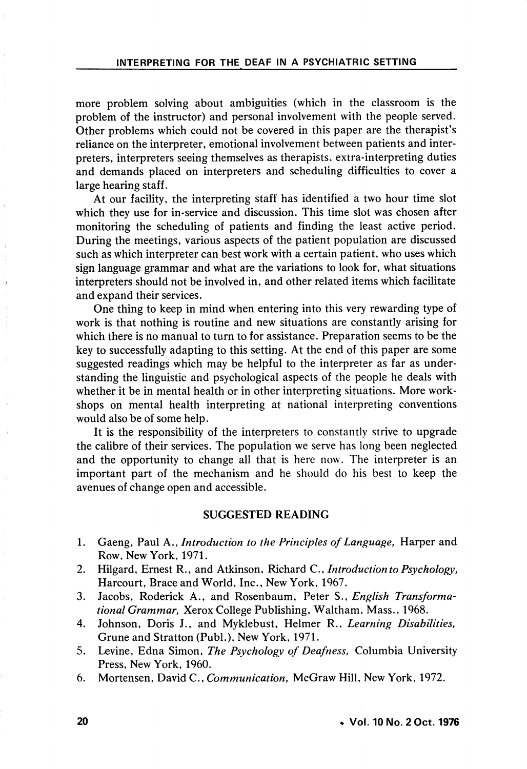more problem solving about ambiguities (which in the classroom is the problem of the instructor) and personal involvement with the people served. Other problems which could not be covered in this paper are the therapist's reliance on the interpreter, emotional involvement between patients and interpreters, interpreters seeing themselves as therapists, extra-interpreting duties and demands placed on interpreters and scheduling difficulties to cover a large hearing staff.

At our facility, the interpreting staff has identified a two hour time slot which they use for in-service and discussion. This time slot was chosen after monitoring the scheduling of patients and finding the least active period. During the meetings, various aspects of the patient population are discussed such as which interpreter can best work with a certain patient, who uses which sign language grammar and what are the variations to look for, what situations interpreters should not be involved in, and other related items which facilitate and expand their services.

One thing to keep in mind when entering into this very rewarding type of work is that nothing is routine and new situations are constantly arising for which there is no manual to turn to for assistance. Preparation seems to be the key to successfully adapting to this setting. At the end of this paper are some suggested readings which may be helpful to the interpreter as far as understanding the linguistic and psychological aspects of the people he deals with whether it be in mental health or in other interpreting situations. More workshops on mental health interpreting at national interpreting conventions would also be of some help.

It is the responsibility of the interpreters to constantly strive to upgrade the calibre of their services. The population we serve has long been neglected and the opportunity to change all that is here now. The interpreter is an important part of the mechanism and he should do his best to keep the avenues of change open and accessible.

## SUGGESTED READING

1. Gaeng, Paul A., *Introduction to the Principles of Language,* Harper and Row, New York, 1971.
2. Hilgard, Ernest R., and Atkinson, Richard C., *Introduction to Psychology,* Harcourt, Brace and World, Inc., New York, 1967.
3. Jacobs, Roderick A., and Rosenbaum, Peter S., *English Transformational Grammar,* Xerox College Publishing, Waltham, Mass., 1968.
4. Johnson, Doris J., and Myklebust, Helmer R., *Learning Disabilities,* Grune and Stratton (Publ.), New York, 1971.
5. Levine, Edna Simon, *The Psychology of Deafness,* Columbia University Press, New York, 1960.
6. Mortensen, David C., *Communication,* McGraw Hill, New York, 1972.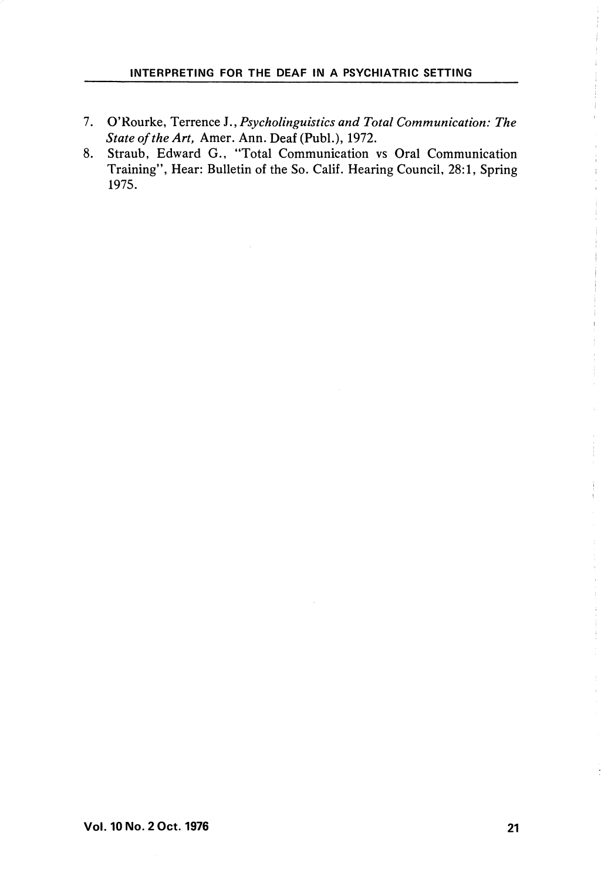7. O'Rourke, Terrence J., *Psycholinguistics and Total Communication: The State of the Art,* Amer. Ann. Deaf (Publ.), 1972.
8. Straub, Edward G., "Total Communication vs Oral Communication Training", Hear: Bulletin of the So. Calif. Hearing Council, 28:1, Spring 1975.